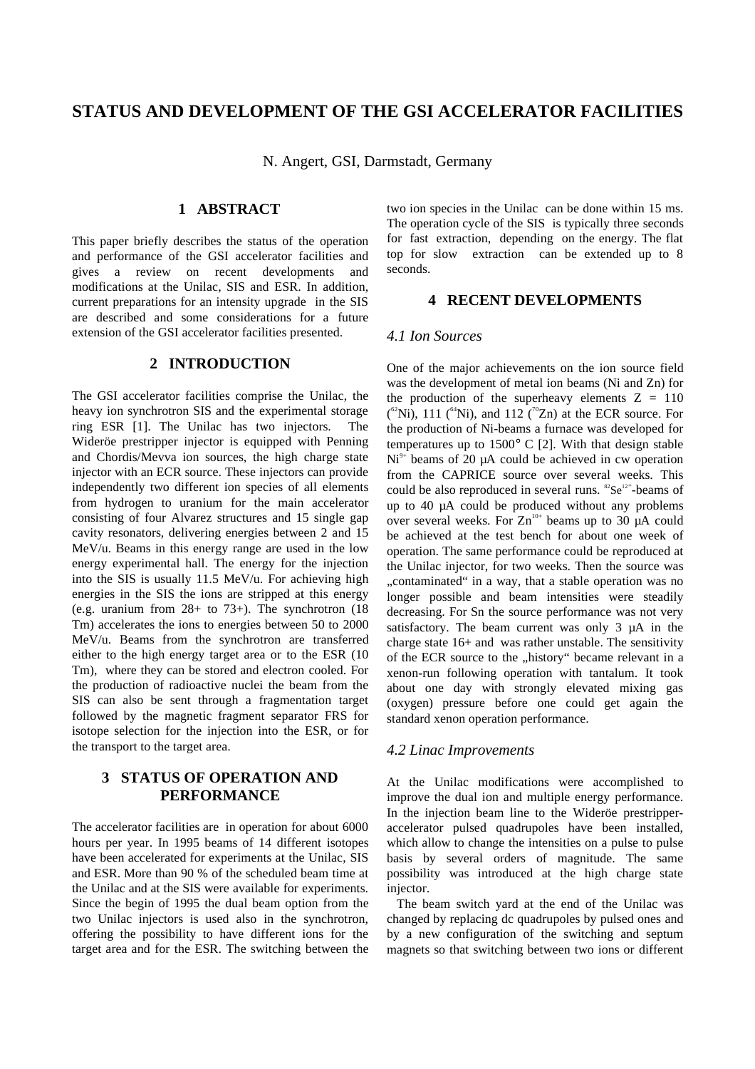# STATUS AND DEVELOPMENT OF THE GSI ACCELERATOR FACILITIES

N. Angert, GSI, Darmstadt, Germany

## 1 ABSTRACT

This paper briefly describes the status of the operation and performance of the GSI accelerator facilities and gives a review on recent developments and modifications at the Unilac, SIS and ESR. In addition, current preparations for an intensity upgrade in the SIS are described and some considerations for a future extension of the GSI accelerator facilities presented.

## 2 INTRODUCTION

The GSI accelerator facilities comprise the Unilac, the heavy ion synchrotron SIS and the experimental storage ring ESR [1]. The Unilac has two injectors. The Wideröe prestripper injector is equipped with Penning and Chordis/Mevva ion sources, the high charge state injector with an ECR source. These injectors can provide independently two different ion species of all elements from hydrogen to uranium for the main accelerator consisting of four Alvarez structures and 15 single gap cavity resonators, delivering energies between 2 and 15 MeV/u. Beams in this energy range are used in the low energy experimental hall. The energy for the injection into the SIS is usually 11.5 MeV/u. For achieving high energies in the SIS the ions are stripped at this energy (e.g. uranium from 28+ to 73+). The synchrotron (18 Tm) accelerates the ions to energies between 50 to 2000 MeV/u. Beams from the synchrotron are transferred either to the high energy target area or to the ESR (10 Tm), where they can be stored and electron cooled. For the production of radioactive nuclei the beam from the SIS can also be sent through a fragmentation target followed by the magnetic fragment separator FRS for isotope selection for the injection into the ESR, or for the transport to the target area.

## 3 STATUS OF OPERATION AND PERFORMANCE

The accelerator facilities are in operation for about 6000 hours per year. In 1995 beams of 14 different isotopes have been accelerated for experiments at the Unilac, SIS and ESR. More than 90 % of the scheduled beam time at the Unilac and at the SIS were available for experiments. Since the begin of 1995 the dual beam option from the two Unilac injectors is used also in the synchrotron, offering the possibility to have different ions for the target area and for the ESR. The switching between the two ion species in the Unilac can be done within 15 ms. The operation cycle of the SIS is typically three seconds for fast extraction, depending on the energy. The flat top for slow extraction can be extended up to 8 seconds.

## 4 RECENT DEVELOPMENTS

### 4.1 Ion Sources

One of the major achievements on the ion source field was the development of metal ion beams (Ni and Zn) for the production of the superheavy elements Z = 110 ($^{62}$Ni), 111 ($^{64}$Ni), and 112 ($^{70}$Zn) at the ECR source. For the production of Ni-beams a furnace was developed for temperatures up to 1500° C [2]. With that design stable $Ni^{9+}$ beams of 20 μA could be achieved in cw operation from the CAPRICE source over several weeks. This could be also reproduced in several runs. $^{82}Se^{12+}$-beams of up to 40 μA could be produced without any problems over several weeks. For $Zn^{10+}$ beams up to 30 μA could be achieved at the test bench for about one week of operation. The same performance could be reproduced at the Unilac injector, for two weeks. Then the source was „contaminated" in a way, that a stable operation was no longer possible and beam intensities were steadily decreasing. For Sn the source performance was not very satisfactory. The beam current was only 3 μA in the charge state 16+ and was rather unstable. The sensitivity of the ECR source to the „history" became relevant in a xenon-run following operation with tantalum. It took about one day with strongly elevated mixing gas (oxygen) pressure before one could get again the standard xenon operation performance.

### 4.2 Linac Improvements

At the Unilac modifications were accomplished to improve the dual ion and multiple energy performance. In the injection beam line to the Wideröe prestripper-accelerator pulsed quadrupoles have been installed, which allow to change the intensities on a pulse to pulse basis by several orders of magnitude. The same possibility was introduced at the high charge state injector.

The beam switch yard at the end of the Unilac was changed by replacing dc quadrupoles by pulsed ones and by a new configuration of the switching and septum magnets so that switching between two ions or different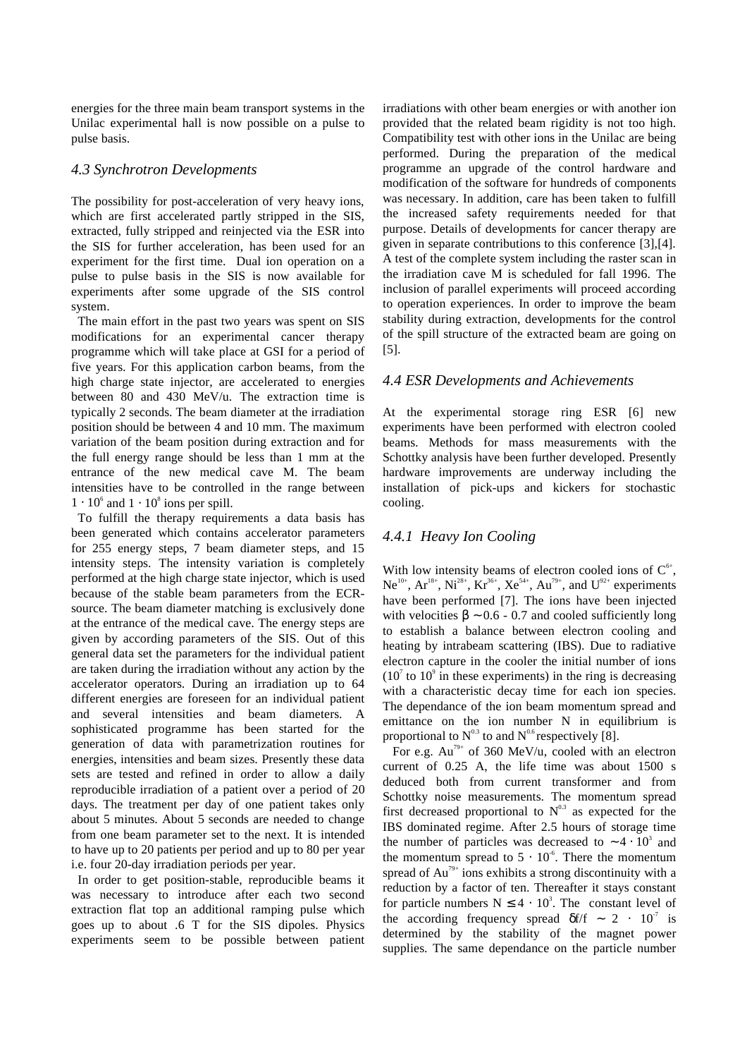energies for the three main beam transport systems in the Unilac experimental hall is now possible on a pulse to pulse basis.

### *4.3 Synchrotron Developments*

The possibility for post-acceleration of very heavy ions, which are first accelerated partly stripped in the SIS, extracted, fully stripped and reinjected via the ESR into the SIS for further acceleration, has been used for an experiment for the first time. Dual ion operation on a pulse to pulse basis in the SIS is now available for experiments after some upgrade of the SIS control system.

The main effort in the past two years was spent on SIS modifications for an experimental cancer therapy programme which will take place at GSI for a period of five years. For this application carbon beams, from the high charge state injector, are accelerated to energies between 80 and 430 MeV/u. The extraction time is typically 2 seconds. The beam diameter at the irradiation position should be between 4 and 10 mm. The maximum variation of the beam position during extraction and for the full energy range should be less than 1 mm at the entrance of the new medical cave M. The beam intensities have to be controlled in the range between $1 \cdot 10^6$ and $1 \cdot 10^8$ ions per spill.

To fulfill the therapy requirements a data basis has been generated which contains accelerator parameters for 255 energy steps, 7 beam diameter steps, and 15 intensity steps. The intensity variation is completely performed at the high charge state injector, which is used because of the stable beam parameters from the ECR-source. The beam diameter matching is exclusively done at the entrance of the medical cave. The energy steps are given by according parameters of the SIS. Out of this general data set the parameters for the individual patient are taken during the irradiation without any action by the accelerator operators. During an irradiation up to 64 different energies are foreseen for an individual patient and several intensities and beam diameters. A sophisticated programme has been started for the generation of data with parametrization routines for energies, intensities and beam sizes. Presently these data sets are tested and refined in order to allow a daily reproducible irradiation of a patient over a period of 20 days. The treatment per day of one patient takes only about 5 minutes. About 5 seconds are needed to change from one beam parameter set to the next. It is intended to have up to 20 patients per period and up to 80 per year i.e. four 20-day irradiation periods per year.

In order to get position-stable, reproducible beams it was necessary to introduce after each two second extraction flat top an additional ramping pulse which goes up to about .6 T for the SIS dipoles. Physics experiments seem to be possible between patient irradiations with other beam energies or with another ion provided that the related beam rigidity is not too high. Compatibility test with other ions in the Unilac are being performed. During the preparation of the medical programme an upgrade of the control hardware and modification of the software for hundreds of components was necessary. In addition, care has been taken to fulfill the increased safety requirements needed for that purpose. Details of developments for cancer therapy are given in separate contributions to this conference [3],[4]. A test of the complete system including the raster scan in the irradiation cave M is scheduled for fall 1996. The inclusion of parallel experiments will proceed according to operation experiences. In order to improve the beam stability during extraction, developments for the control of the spill structure of the extracted beam are going on [5].

### *4.4 ESR Developments and Achievements*

At the experimental storage ring ESR [6] new experiments have been performed with electron cooled beams. Methods for mass measurements with the Schottky analysis have been further developed. Presently hardware improvements are underway including the installation of pick-ups and kickers for stochastic cooling.

#### *4.4.1 Heavy Ion Cooling*

With low intensity beams of electron cooled ions of $C^{6+}$, $Ne^{10+}$, $Ar^{18+}$, $Ni^{28+}$, $Kr^{36+}$, $Xe^{54+}$, $Au^{79+}$, and $U^{92+}$ experiments have been performed [7]. The ions have been injected with velocities $\beta \sim 0.6$ - 0.7 and cooled sufficiently long to establish a balance between electron cooling and heating by intrabeam scattering (IBS). Due to radiative electron capture in the cooler the initial number of ions ($10^7$ to $10^8$ in these experiments) in the ring is decreasing with a characteristic decay time for each ion species. The dependance of the ion beam momentum spread and emittance on the ion number N in equilibrium is proportional to $N^{0.3}$ to and $N^{0.6}$ respectively [8].

For e.g. $Au^{79+}$ of 360 MeV/u, cooled with an electron current of 0.25 A, the life time was about 1500 s deduced both from current transformer and from Schottky noise measurements. The momentum spread first decreased proportional to $N^{0.3}$ as expected for the IBS dominated regime. After 2.5 hours of storage time the number of particles was decreased to $\sim 4 \cdot 10^3$ and the momentum spread to $5 \cdot 10^{-6}$. There the momentum spread of $Au^{79+}$ ions exhibits a strong discontinuity with a reduction by a factor of ten. Thereafter it stays constant for particle numbers $N \leq 4 \cdot 10^3$. The constant level of the according frequency spread $\delta f/f \sim 2 \cdot 10^{-7}$ is determined by the stability of the magnet power supplies. The same dependance on the particle number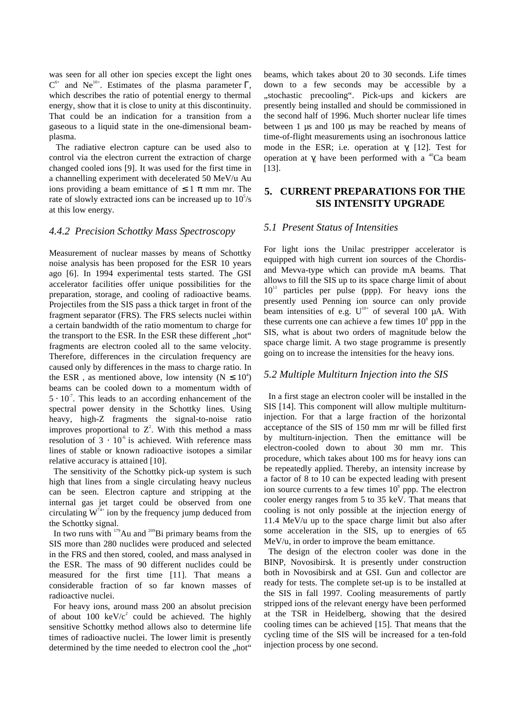was seen for all other ion species except the light ones $C^{6+}$ and $Ne^{10+}$. Estimates of the plasma parameter $\Gamma$, which describes the ratio of potential energy to thermal energy, show that it is close to unity at this discontinuity. That could be an indication for a transition from a gaseous to a liquid state in the one-dimensional beam-plasma.

The radiative electron capture can be used also to control via the electron current the extraction of charge changed cooled ions [9]. It was used for the first time in a channelling experiment with decelerated 50 MeV/u Au ions providing a beam emittance of $\leq 1\ \pi$ mm mr. The rate of slowly extracted ions can be increased up to $10^5$/s at this low energy.

### *4.4.2 Precision Schottky Mass Spectroscopy*

Measurement of nuclear masses by means of Schottky noise analysis has been proposed for the ESR 10 years ago [6]. In 1994 experimental tests started. The GSI accelerator facilities offer unique possibilities for the preparation, storage, and cooling of radioactive beams. Projectiles from the SIS pass a thick target in front of the fragment separator (FRS). The FRS selects nuclei within a certain bandwidth of the ratio momentum to charge for the transport to the ESR. In the ESR these different „hot" fragments are electron cooled all to the same velocity. Therefore, differences in the circulation frequency are caused only by differences in the mass to charge ratio. In the ESR , as mentioned above, low intensity ($N \leq 10^4$) beams can be cooled down to a momentum width of $5 \cdot 10^{-7}$. This leads to an according enhancement of the spectral power density in the Schottky lines. Using heavy, high-Z fragments the signal-to-noise ratio improves proportional to $Z^2$. With this method a mass resolution of $3 \cdot 10^{-6}$ is achieved. With reference mass lines of stable or known radioactive isotopes a similar relative accuracy is attained [10].

The sensitivity of the Schottky pick-up system is such high that lines from a single circulating heavy nucleus can be seen. Electron capture and stripping at the internal gas jet target could be observed from one circulating $W^{74+}$ ion by the frequency jump deduced from the Schottky signal.

In two runs with $^{179}Au$ and $^{209}Bi$ primary beams from the SIS more than 280 nuclides were produced and selected in the FRS and then stored, cooled, and mass analysed in the ESR. The mass of 90 different nuclides could be measured for the first time [11]. That means a considerable fraction of so far known masses of radioactive nuclei.

For heavy ions, around mass 200 an absolut precision of about 100 keV/$c^2$ could be achieved. The highly sensitive Schottky method allows also to determine life times of radioactive nuclei. The lower limit is presently determined by the time needed to electron cool the „hot" beams, which takes about 20 to 30 seconds. Life times down to a few seconds may be accessible by a „stochastic precooling". Pick-ups and kickers are presently being installed and should be commissioned in the second half of 1996. Much shorter nuclear life times between 1 µs and 100 µs may be reached by means of time-of-flight measurements using an isochronous lattice mode in the ESR; i.e. operation at $\gamma_t$ [12]. Test for operation at $\gamma_t$ have been performed with a $^{40}Ca$ beam [13].

## 5. CURRENT PREPARATIONS FOR THE SIS INTENSITY UPGRADE

### *5.1 Present Status of Intensities*

For light ions the Unilac prestripper accelerator is equipped with high current ion sources of the Chordis- and Mevva-type which can provide mA beams. That allows to fill the SIS up to its space charge limit of about $10^{11}$ particles per pulse (ppp). For heavy ions the presently used Penning ion source can only provide beam intensities of e.g. $U^{10+}$ of several 100 µA. With these currents one can achieve a few times $10^8$ ppp in the SIS, what is about two orders of magnitude below the space charge limit. A two stage programme is presently going on to increase the intensities for the heavy ions.

### *5.2 Multiple Multiturn Injection into the SIS*

In a first stage an electron cooler will be installed in the SIS [14]. This component will allow multiple multiturn-injection. For that a large fraction of the horizontal acceptance of the SIS of 150 mm mr will be filled first by multiturn-injection. Then the emittance will be electron-cooled down to about 30 mm mr. This procedure, which takes about 100 ms for heavy ions can be repeatedly applied. Thereby, an intensity increase by a factor of 8 to 10 can be expected leading with present ion source currents to a few times $10^9$ ppp. The electron cooler energy ranges from 5 to 35 keV. That means that cooling is not only possible at the injection energy of 11.4 MeV/u up to the space charge limit but also after some acceleration in the SIS, up to energies of 65 MeV/u, in order to improve the beam emittance.

The design of the electron cooler was done in the BINP, Novosibirsk. It is presently under construction both in Novosibirsk and at GSI. Gun and collector are ready for tests. The complete set-up is to be installed at the SIS in fall 1997. Cooling measurements of partly stripped ions of the relevant energy have been performed at the TSR in Heidelberg, showing that the desired cooling times can be achieved [15]. That means that the cycling time of the SIS will be increased for a ten-fold injection process by one second.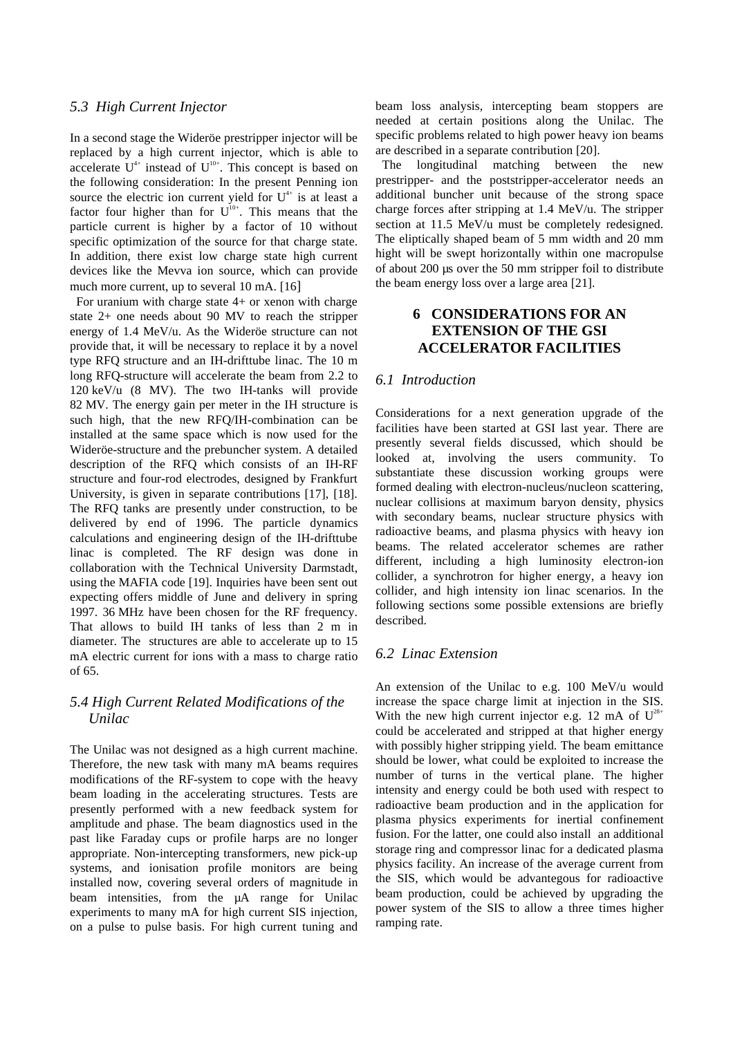### 5.3 High Current Injector

In a second stage the Wideröe prestripper injector will be replaced by a high current injector, which is able to accelerate $U^{4+}$ instead of $U^{10+}$. This concept is based on the following consideration: In the present Penning ion source the electric ion current yield for $U^{4+}$ is at least a factor four higher than for $U^{10+}$. This means that the particle current is higher by a factor of 10 without specific optimization of the source for that charge state. In addition, there exist low charge state high current devices like the Mevva ion source, which can provide much more current, up to several 10 mA. [16]

For uranium with charge state 4+ or xenon with charge state 2+ one needs about 90 MV to reach the stripper energy of 1.4 MeV/u. As the Wideröe structure can not provide that, it will be necessary to replace it by a novel type RFQ structure and an IH-drifttube linac. The 10 m long RFQ-structure will accelerate the beam from 2.2 to 120 keV/u (8 MV). The two IH-tanks will provide 82 MV. The energy gain per meter in the IH structure is such high, that the new RFQ/IH-combination can be installed at the same space which is now used for the Wideröe-structure and the prebuncher system. A detailed description of the RFQ which consists of an IH-RF structure and four-rod electrodes, designed by Frankfurt University, is given in separate contributions [17], [18]. The RFQ tanks are presently under construction, to be delivered by end of 1996. The particle dynamics calculations and engineering design of the IH-drifttube linac is completed. The RF design was done in collaboration with the Technical University Darmstadt, using the MAFIA code [19]. Inquiries have been sent out expecting offers middle of June and delivery in spring 1997. 36 MHz have been chosen for the RF frequency. That allows to build IH tanks of less than 2 m in diameter. The structures are able to accelerate up to 15 mA electric current for ions with a mass to charge ratio of 65.

### 5.4 High Current Related Modifications of the Unilac

The Unilac was not designed as a high current machine. Therefore, the new task with many mA beams requires modifications of the RF-system to cope with the heavy beam loading in the accelerating structures. Tests are presently performed with a new feedback system for amplitude and phase. The beam diagnostics used in the past like Faraday cups or profile harps are no longer appropriate. Non-intercepting transformers, new pick-up systems, and ionisation profile monitors are being installed now, covering several orders of magnitude in beam intensities, from the µA range for Unilac experiments to many mA for high current SIS injection, on a pulse to pulse basis. For high current tuning and beam loss analysis, intercepting beam stoppers are needed at certain positions along the Unilac. The specific problems related to high power heavy ion beams are described in a separate contribution [20].

The longitudinal matching between the new prestripper- and the poststripper-accelerator needs an additional buncher unit because of the strong space charge forces after stripping at 1.4 MeV/u. The stripper section at 11.5 MeV/u must be completely redesigned. The eliptically shaped beam of 5 mm width and 20 mm hight will be swept horizontally within one macropulse of about 200 µs over the 50 mm stripper foil to distribute the beam energy loss over a large area [21].

## 6 CONSIDERATIONS FOR AN EXTENSION OF THE GSI ACCELERATOR FACILITIES

### 6.1 Introduction

Considerations for a next generation upgrade of the facilities have been started at GSI last year. There are presently several fields discussed, which should be looked at, involving the users community. To substantiate these discussion working groups were formed dealing with electron-nucleus/nucleon scattering, nuclear collisions at maximum baryon density, physics with secondary beams, nuclear structure physics with radioactive beams, and plasma physics with heavy ion beams. The related accelerator schemes are rather different, including a high luminosity electron-ion collider, a synchrotron for higher energy, a heavy ion collider, and high intensity ion linac scenarios. In the following sections some possible extensions are briefly described.

### 6.2 Linac Extension

An extension of the Unilac to e.g. 100 MeV/u would increase the space charge limit at injection in the SIS. With the new high current injector e.g. 12 mA of $U^{28+}$ could be accelerated and stripped at that higher energy with possibly higher stripping yield. The beam emittance should be lower, what could be exploited to increase the number of turns in the vertical plane. The higher intensity and energy could be both used with respect to radioactive beam production and in the application for plasma physics experiments for inertial confinement fusion. For the latter, one could also install an additional storage ring and compressor linac for a dedicated plasma physics facility. An increase of the average current from the SIS, which would be advantegous for radioactive beam production, could be achieved by upgrading the power system of the SIS to allow a three times higher ramping rate.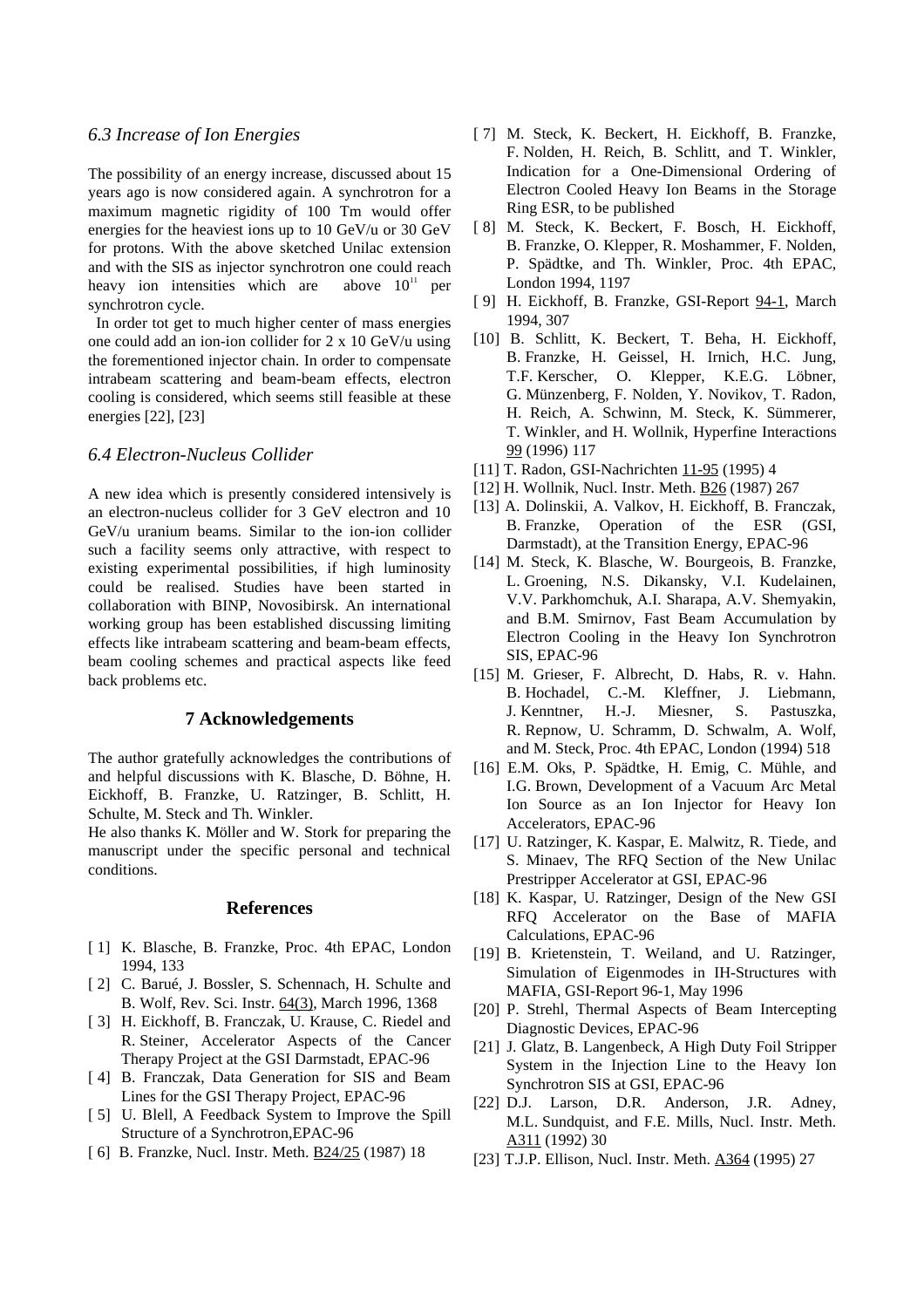### *6.3 Increase of Ion Energies*

The possibility of an energy increase, discussed about 15 years ago is now considered again. A synchrotron for a maximum magnetic rigidity of 100 Tm would offer energies for the heaviest ions up to 10 GeV/u or 30 GeV for protons. With the above sketched Unilac extension and with the SIS as injector synchrotron one could reach heavy ion intensities which are above $10^{11}$ per synchrotron cycle.

In order tot get to much higher center of mass energies one could add an ion-ion collider for 2 x 10 GeV/u using the forementioned injector chain. In order to compensate intrabeam scattering and beam-beam effects, electron cooling is considered, which seems still feasible at these energies [22], [23]

### *6.4 Electron-Nucleus Collider*

A new idea which is presently considered intensively is an electron-nucleus collider for 3 GeV electron and 10 GeV/u uranium beams. Similar to the ion-ion collider such a facility seems only attractive, with respect to existing experimental possibilities, if high luminosity could be realised. Studies have been started in collaboration with BINP, Novosibirsk. An international working group has been established discussing limiting effects like intrabeam scattering and beam-beam effects, beam cooling schemes and practical aspects like feed back problems etc.

## 7 Acknowledgements

The author gratefully acknowledges the contributions of and helpful discussions with K. Blasche, D. Böhne, H. Eickhoff, B. Franzke, U. Ratzinger, B. Schlitt, H. Schulte, M. Steck and Th. Winkler.

He also thanks K. Möller and W. Stork for preparing the manuscript under the specific personal and technical conditions.

## References

[ 1] K. Blasche, B. Franzke, Proc. 4th EPAC, London 1994, 133

[ 2] C. Barué, J. Bossler, S. Schennach, H. Schulte and B. Wolf, Rev. Sci. Instr. 64(3), March 1996, 1368

[ 3] H. Eickhoff, B. Franczak, U. Krause, C. Riedel and R. Steiner, Accelerator Aspects of the Cancer Therapy Project at the GSI Darmstadt, EPAC-96

[ 4] B. Franczak, Data Generation for SIS and Beam Lines for the GSI Therapy Project, EPAC-96

[ 5] U. Blell, A Feedback System to Improve the Spill Structure of a Synchrotron,EPAC-96

[ 6] B. Franzke, Nucl. Instr. Meth. B24/25 (1987) 18

[ 7] M. Steck, K. Beckert, H. Eickhoff, B. Franzke, F. Nolden, H. Reich, B. Schlitt, and T. Winkler, Indication for a One-Dimensional Ordering of Electron Cooled Heavy Ion Beams in the Storage Ring ESR, to be published

[ 8] M. Steck, K. Beckert, F. Bosch, H. Eickhoff, B. Franzke, O. Klepper, R. Moshammer, F. Nolden, P. Spädtke, and Th. Winkler, Proc. 4th EPAC, London 1994, 1197

[ 9] H. Eickhoff, B. Franzke, GSI-Report 94-1, March 1994, 307

[10] B. Schlitt, K. Beckert, T. Beha, H. Eickhoff, B. Franzke, H. Geissel, H. Irnich, H.C. Jung, T.F. Kerscher, O. Klepper, K.E.G. Löbner, G. Münzenberg, F. Nolden, Y. Novikov, T. Radon, H. Reich, A. Schwinn, M. Steck, K. Sümmerer, T. Winkler, and H. Wollnik, Hyperfine Interactions 99 (1996) 117

[11] T. Radon, GSI-Nachrichten 11-95 (1995) 4

[12] H. Wollnik, Nucl. Instr. Meth. B26 (1987) 267

[13] A. Dolinskii, A. Valkov, H. Eickhoff, B. Franczak, B. Franzke, Operation of the ESR (GSI, Darmstadt), at the Transition Energy, EPAC-96

[14] M. Steck, K. Blasche, W. Bourgeois, B. Franzke, L. Groening, N.S. Dikansky, V.I. Kudelainen, V.V. Parkhomchuk, A.I. Sharapa, A.V. Shemyakin, and B.M. Smirnov, Fast Beam Accumulation by Electron Cooling in the Heavy Ion Synchrotron SIS, EPAC-96

[15] M. Grieser, F. Albrecht, D. Habs, R. v. Hahn. B. Hochadel, C.-M. Kleffner, J. Liebmann, J. Kenntner, H.-J. Miesner, S. Pastuszka, R. Repnow, U. Schramm, D. Schwalm, A. Wolf, and M. Steck, Proc. 4th EPAC, London (1994) 518

[16] E.M. Oks, P. Spädtke, H. Emig, C. Mühle, and I.G. Brown, Development of a Vacuum Arc Metal Ion Source as an Ion Injector for Heavy Ion Accelerators, EPAC-96

[17] U. Ratzinger, K. Kaspar, E. Malwitz, R. Tiede, and S. Minaev, The RFQ Section of the New Unilac Prestripper Accelerator at GSI, EPAC-96

[18] K. Kaspar, U. Ratzinger, Design of the New GSI RFQ Accelerator on the Base of MAFIA Calculations, EPAC-96

[19] B. Krietenstein, T. Weiland, and U. Ratzinger, Simulation of Eigenmodes in IH-Structures with MAFIA, GSI-Report 96-1, May 1996

[20] P. Strehl, Thermal Aspects of Beam Intercepting Diagnostic Devices, EPAC-96

[21] J. Glatz, B. Langenbeck, A High Duty Foil Stripper System in the Injection Line to the Heavy Ion Synchrotron SIS at GSI, EPAC-96

[22] D.J. Larson, D.R. Anderson, J.R. Adney, M.L. Sundquist, and F.E. Mills, Nucl. Instr. Meth. A311 (1992) 30

[23] T.J.P. Ellison, Nucl. Instr. Meth. A364 (1995) 27